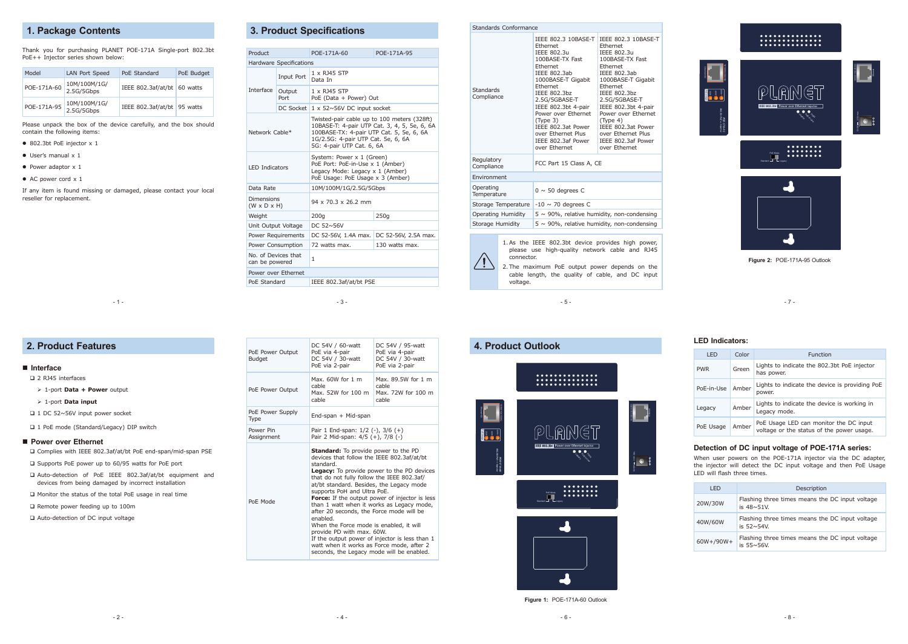## 1. Package Contents

Thank you for purchasing PLANET POE-171A Single-port 802.3bt PoE++ Injector series shown below:

| Model | LAN Port Speed | PoE Standard | PoE Budget |
|---|---|---|---|
| POE-171A-60 | 10M/100M/1G/ 2.5G/5Gbps | IEEE 802.3af/at/bt | 60 watts |
| POE-171A-95 | 10M/100M/1G/ 2.5G/5Gbps | IEEE 802.3af/at/bt | 95 watts |

Please unpack the box of the device carefully, and the box should contain the following items:

- 802.3bt PoE injector x 1
- User's manual x 1
- Power adaptor x 1
- AC power cord x 1

If any item is found missing or damaged, please contact your local reseller for replacement.

## 2. Product Features

### Interface

- 2 RJ45 interfaces
  - 1-port **Data + Power** output
  - 1-port **Data input**
- 1 DC 52~56V input power socket
- 1 PoE mode (Standard/Legacy) DIP switch

### Power over Ethernet

- Complies with IEEE 802.3af/at/bt PoE end-span/mid-span PSE
- Supports PoE power up to 60/95 watts for PoE port
- Auto-detection of PoE IEEE 802.3af/at/bt equipment and devices from being damaged by incorrect installation
- Monitor the status of the total PoE usage in real time
- Remote power feeding up to 100m
- Auto-detection of DC input voltage

## 3. Product Specifications

| Product | | POE-171A-60 | POE-171A-95 |
|---|---|---|---|
| Hardware Specifications | | | |
| Interface | Input Port | 1 x RJ45 STP Data In | |
| | Output Port | 1 x RJ45 STP PoE (Data + Power) Out | |
| | DC Socket | 1 x 52~56V DC input socket | |
| Network Cable* | | Twisted-pair cable up to 100 meters (328ft) 10BASE-T: 4-pair UTP Cat. 3, 4, 5, 5e, 6, 6A 100BASE-TX: 4-pair UTP Cat. 5, 5e, 6, 6A 1G/2.5G: 4-pair UTP Cat. 5e, 6, 6A 5G: 4-pair UTP Cat. 6, 6A | |
| LED Indicators | | System: Power x 1 (Green) PoE Port: PoE-in-Use x 1 (Amber) Legacy Mode: Legacy x 1 (Amber) PoE Usage: PoE Usage x 3 (Amber) | |
| Data Rate | | 10M/100M/1G/2.5G/5Gbps | |
| Dimensions (W x D x H) | | 94 x 70.3 x 26.2 mm | |
| Weight | | 200g | 250g |
| Unit Output Voltage | | DC 52~56V | |
| Power Requirements | | DC 52-56V, 1.4A max. | DC 52-56V, 2.5A max. |
| Power Consumption | | 72 watts max. | 130 watts max. |
| No. of Devices that can be powered | | 1 | |
| Power over Ethernet | | | |
| PoE Standard | | IEEE 802.3af/at/bt PSE | |
| PoE Power Output Budget | | DC 54V / 60-watt PoE via 4-pair DC 54V / 30-watt PoE via 2-pair | DC 54V / 95-watt PoE via 4-pair DC 54V / 30-watt PoE via 2-pair |
| PoE Power Output | | Max. 60W for 1 m cable Max. 52W for 100 m cable | Max. 89.5W for 1 m cable Max. 72W for 100 m cable |
| PoE Power Supply Type | | End-span + Mid-span | |
| Power Pin Assignment | | Pair 1 End-span: 1/2 (-), 3/6 (+) Pair 2 Mid-span: 4/5 (+), 7/8 (-) | |
| PoE Mode | | **Standard:** To provide power to the PD devices that follow the IEEE 802.3af/at/bt standard. **Legacy:** To provide power to the PD devices that do not fully follow the IEEE 802.3af/at/bt standard. Besides, the Legacy mode supports PoH and Ultra PoE. **Force:** If the output power of injector is less than 1 watt when it works as Legacy mode, after 20 seconds, the Force mode will be enabled. When the Force mode is enabled, it will provide PD with max. 60W. If the output power of injector is less than 1 watt when it works as Force mode, after 2 seconds, the Legacy mode will be enabled. | |
| Standards Conformance | | | |
| Standards Compliance | | IEEE 802.3 10BASE-T Ethernet IEEE 802.3u 100BASE-TX Fast Ethernet IEEE 802.3ab 1000BASE-T Gigabit Ethernet IEEE 802.3bz 2.5G/5GBASE-T IEEE 802.3bt 4-pair Power over Ethernet (Type 3) IEEE 802.3at Power over Ethernet Plus IEEE 802.3af Power over Ethernet | IEEE 802.3 10BASE-T Ethernet IEEE 802.3u 100BASE-TX Fast Ethernet IEEE 802.3ab 1000BASE-T Gigabit Ethernet IEEE 802.3bz 2.5G/5GBASE-T IEEE 802.3bt 4-pair Power over Ethernet (Type 4) IEEE 802.3at Power over Ethernet Plus IEEE 802.3af Power over Ethernet |
| Regulatory Compliance | | FCC Part 15 Class A, CE | |
| Environment | | | |
| Operating Temperature | | 0 ~ 50 degrees C | |
| Storage Temperature | | -10 ~ 70 degrees C | |
| Operating Humidity | | 5 ~ 90%, relative humidity, non-condensing | |
| Storage Humidity | | 5 ~ 90%, relative humidity, non-condensing | |

1. As the IEEE 802.3bt device provides high power, please use high-quality network cable and RJ45 connector.
2. The maximum PoE output power depends on the cable length, the quality of cable, and DC input voltage.

## 4. Product Outlook

Figure 1: POE-171A-60 Outlook

Figure 2: POE-171A-95 Outlook

### LED Indicators:

| LED | Color | Function |
|---|---|---|
| PWR | Green | Lights to indicate the 802.3bt PoE injector has power. |
| PoE-in-Use | Amber | Lights to indicate the device is providing PoE power. |
| Legacy | Amber | Lights to indicate the device is working in Legacy mode. |
| PoE Usage | Amber | PoE Usage LED can monitor the DC input voltage or the status of the power usage. |

### Detection of DC input voltage of POE-171A series:

When user powers on the POE-171A injector via the DC adapter, the injector will detect the DC input voltage and then PoE Usage LED will flash three times.

| LED | Description |
|---|---|
| 20W/30W | Flashing three times means the DC input voltage is 48~51V. |
| 40W/60W | Flashing three times means the DC input voltage is 52~54V. |
| 60W+/90W+ | Flashing three times means the DC input voltage is 55~56V. |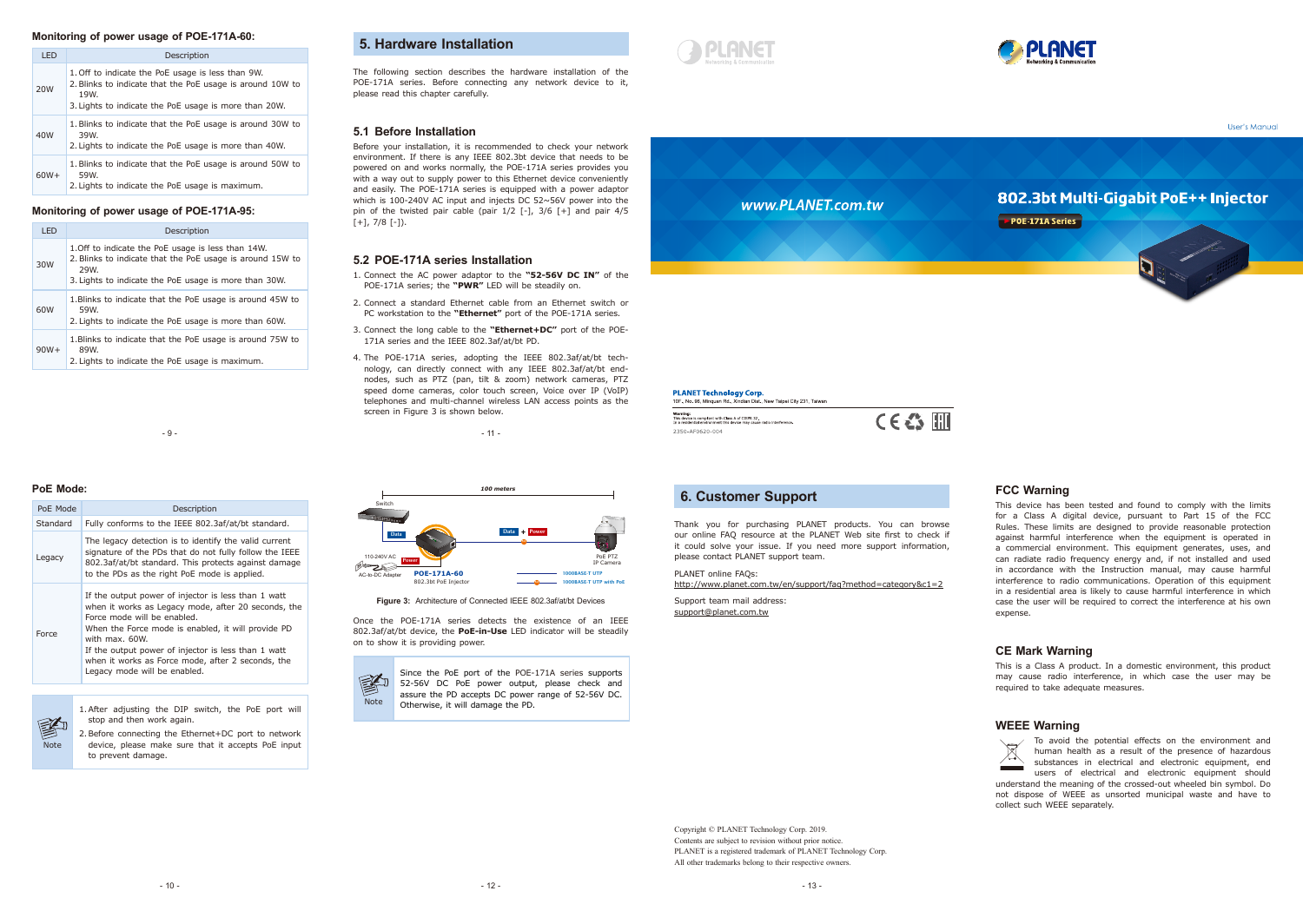## Monitoring of power usage of POE-171A-60:

| LED | Description |
|---|---|
| 20W | 1. Off to indicate the PoE usage is less than 9W.<br>2. Blinks to indicate that the PoE usage is around 10W to 19W.<br>3. Lights to indicate the PoE usage is more than 20W. |
| 40W | 1. Blinks to indicate that the PoE usage is around 30W to 39W.<br>2. Lights to indicate the PoE usage is more than 40W. |
| 60W+ | 1. Blinks to indicate that the PoE usage is around 50W to 59W.<br>2. Lights to indicate the PoE usage is maximum. |

## Monitoring of power usage of POE-171A-95:

| LED | Description |
|---|---|
| 30W | 1.Off to indicate the PoE usage is less than 14W.<br>2. Blinks to indicate that the PoE usage is around 15W to 29W.<br>3. Lights to indicate the PoE usage is more than 30W. |
| 60W | 1.Blinks to indicate that the PoE usage is around 45W to 59W.<br>2. Lights to indicate the PoE usage is more than 60W. |
| 90W+ | 1.Blinks to indicate that the PoE usage is around 75W to 89W.<br>2. Lights to indicate the PoE usage is maximum. |

## PoE Mode:

| PoE Mode | Description |
|---|---|
| Standard | Fully conforms to the IEEE 802.3af/at/bt standard. |
| Legacy | The legacy detection is to identify the valid current signature of the PDs that do not fully follow the IEEE 802.3af/at/bt standard. This protects against damage to the PDs as the right PoE mode is applied. |
| Force | If the output power of injector is less than 1 watt when it works as Legacy mode, after 20 seconds, the Force mode will be enabled.<br>When the Force mode is enabled, it will provide PD with max. 60W.<br>If the output power of injector is less than 1 watt when it works as Force mode, after 2 seconds, the Legacy mode will be enabled. |

Note

1. After adjusting the DIP switch, the PoE port will stop and then work again.
2. Before connecting the Ethernet+DC port to network device, please make sure that it accepts PoE input to prevent damage.

## 5. Hardware Installation

The following section describes the hardware installation of the POE-171A series. Before connecting any network device to it, please read this chapter carefully.

### 5.1 Before Installation

Before your installation, it is recommended to check your network environment. If there is any IEEE 802.3bt device that needs to be powered on and works normally, the POE-171A series provides you with a way out to supply power to this Ethernet device conveniently and easily. The POE-171A series is equipped with a power adaptor which is 100-240V AC input and injects DC 52~56V power into the pin of the twisted pair cable (pair 1/2 [-], 3/6 [+] and pair 4/5 [+], 7/8 [-]).

### 5.2 POE-171A series Installation

1. Connect the AC power adaptor to the **"52-56V DC IN"** of the POE-171A series; the **"PWR"** LED will be steadily on.
2. Connect a standard Ethernet cable from an Ethernet switch or PC workstation to the **"Ethernet"** port of the POE-171A series.
3. Connect the long cable to the **"Ethernet+DC"** port of the POE-171A series and the IEEE 802.3af/at/bt PD.
4. The POE-171A series, adopting the IEEE 802.3af/at/bt technology, can directly connect with any IEEE 802.3af/at/bt end-nodes, such as PTZ (pan, tilt & zoom) network cameras, PTZ speed dome cameras, color touch screen, Voice over IP (VoIP) telephones and multi-channel wireless LAN access points as the screen in Figure 3 is shown below.

100 meters
Switch
Data
Data + Power
110-240V AC
Power
AC-to-DC Adapter
POE-171A-60
802.3bt PoE Injector
PoE PTZ
IP Camera
1000BASE-T UTP
1000BASE-T UTP with PoE

**Figure 3:** Architecture of Connected IEEE 802.3af/at/bt Devices

Once the POE-171A series detects the existence of an IEEE 802.3af/at/bt device, the **PoE-in-Use** LED indicator will be steadily on to show it is providing power.

Note

Since the PoE port of the POE-171A series supports 52-56V DC PoE power output, please check and assure the PD accepts DC power range of 52-56V DC. Otherwise, it will damage the PD.

PLANET Networking & Communication

User's Manual

www.PLANET.com.tw

# 802.3bt Multi-Gigabit PoE++ Injector

POE-171A Series

**PLANET Technology Corp.**
10F., No.96, Minquan Rd., Xindian Dist., New Taipei City 231, Taiwan

2350-AF0620-004

## 6. Customer Support

Thank you for purchasing PLANET products. You can browse our online FAQ resource at the PLANET Web site first to check if it could solve your issue. If you need more support information, please contact PLANET support team.

PLANET online FAQs:
http://www.planet.com.tw/en/support/faq?method=category&c1=2

Support team mail address:
support@planet.com.tw

Copyright © PLANET Technology Corp. 2019.
Contents are subject to revision without prior notice.
PLANET is a registered trademark of PLANET Technology Corp.
All other trademarks belong to their respective owners.

## FCC Warning

This device has been tested and found to comply with the limits for a Class A digital device, pursuant to Part 15 of the FCC Rules. These limits are designed to provide reasonable protection against harmful interference when the equipment is operated in a commercial environment. This equipment generates, uses, and can radiate radio frequency energy and, if not installed and used in accordance with the Instruction manual, may cause harmful interference to radio communications. Operation of this equipment in a residential area is likely to cause harmful interference in which case the user will be required to correct the interference at his own expense.

## CE Mark Warning

This is a Class A product. In a domestic environment, this product may cause radio interference, in which case the user may be required to take adequate measures.

## WEEE Warning

To avoid the potential effects on the environment and human health as a result of the presence of hazardous substances in electrical and electronic equipment, end users of electrical and electronic equipment should understand the meaning of the crossed-out wheeled bin symbol. Do not dispose of WEEE as unsorted municipal waste and have to collect such WEEE separately.